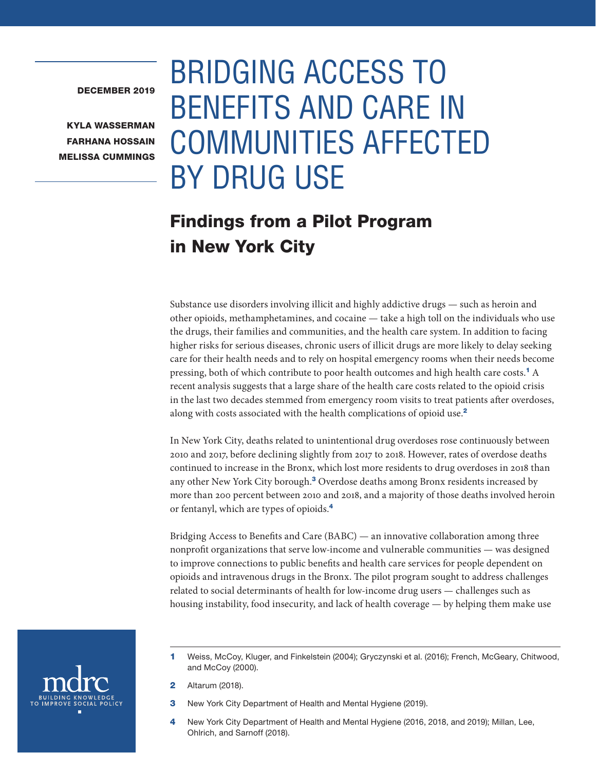DECEMBER 2019

KYLA WASSERMAN
FARHANA HOSSAIN
MELISSA CUMMINGS

# BRIDGING ACCESS TO BENEFITS AND CARE IN COMMUNITIES AFFECTED BY DRUG USE

## Findings from a Pilot Program in New York City

Substance use disorders involving illicit and highly addictive drugs — such as heroin and other opioids, methamphetamines, and cocaine — take a high toll on the individuals who use the drugs, their families and communities, and the health care system. In addition to facing higher risks for serious diseases, chronic users of illicit drugs are more likely to delay seeking care for their health needs and to rely on hospital emergency rooms when their needs become pressing, both of which contribute to poor health outcomes and high health care costs.[1] A recent analysis suggests that a large share of the health care costs related to the opioid crisis in the last two decades stemmed from emergency room visits to treat patients after overdoses, along with costs associated with the health complications of opioid use.[2]

In New York City, deaths related to unintentional drug overdoses rose continuously between 2010 and 2017, before declining slightly from 2017 to 2018. However, rates of overdose deaths continued to increase in the Bronx, which lost more residents to drug overdoses in 2018 than any other New York City borough.[3] Overdose deaths among Bronx residents increased by more than 200 percent between 2010 and 2018, and a majority of those deaths involved heroin or fentanyl, which are types of opioids.[4]

Bridging Access to Benefits and Care (BABC) — an innovative collaboration among three nonprofit organizations that serve low-income and vulnerable communities — was designed to improve connections to public benefits and health care services for people dependent on opioids and intravenous drugs in the Bronx. The pilot program sought to address challenges related to social determinants of health for low-income drug users — challenges such as housing instability, food insecurity, and lack of health coverage — by helping them make use

---

1 Weiss, McCoy, Kluger, and Finkelstein (2004); Gryczynski et al. (2016); French, McGeary, Chitwood, and McCoy (2000).

2 Altarum (2018).

3 New York City Department of Health and Mental Hygiene (2019).

4 New York City Department of Health and Mental Hygiene (2016, 2018, and 2019); Millan, Lee, Ohlrich, and Sarnoff (2018).

mdrc
BUILDING KNOWLEDGE TO IMPROVE SOCIAL POLICY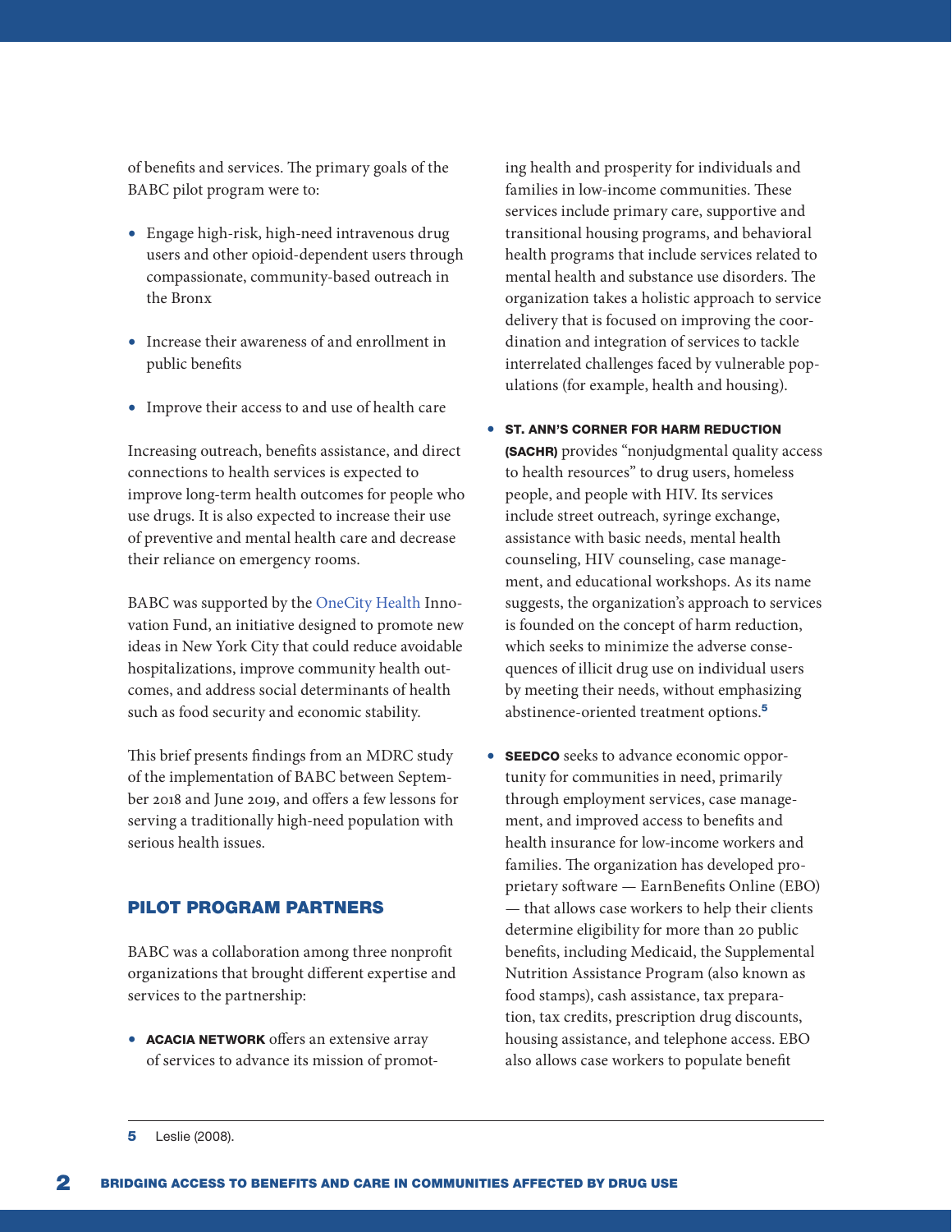of benefits and services. The primary goals of the BABC pilot program were to:

- Engage high-risk, high-need intravenous drug users and other opioid-dependent users through compassionate, community-based outreach in the Bronx
- Increase their awareness of and enrollment in public benefits
- Improve their access to and use of health care

Increasing outreach, benefits assistance, and direct connections to health services is expected to improve long-term health outcomes for people who use drugs. It is also expected to increase their use of preventive and mental health care and decrease their reliance on emergency rooms.

BABC was supported by the OneCity Health Innovation Fund, an initiative designed to promote new ideas in New York City that could reduce avoidable hospitalizations, improve community health outcomes, and address social determinants of health such as food security and economic stability.

This brief presents findings from an MDRC study of the implementation of BABC between September 2018 and June 2019, and offers a few lessons for serving a traditionally high-need population with serious health issues.

## PILOT PROGRAM PARTNERS

BABC was a collaboration among three nonprofit organizations that brought different expertise and services to the partnership:

- **ACACIA NETWORK** offers an extensive array of services to advance its mission of promoting health and prosperity for individuals and families in low-income communities. These services include primary care, supportive and transitional housing programs, and behavioral health programs that include services related to mental health and substance use disorders. The organization takes a holistic approach to service delivery that is focused on improving the coordination and integration of services to tackle interrelated challenges faced by vulnerable populations (for example, health and housing).
- **ST. ANN'S CORNER FOR HARM REDUCTION (SACHR)** provides "nonjudgmental quality access to health resources" to drug users, homeless people, and people with HIV. Its services include street outreach, syringe exchange, assistance with basic needs, mental health counseling, HIV counseling, case management, and educational workshops. As its name suggests, the organization's approach to services is founded on the concept of harm reduction, which seeks to minimize the adverse consequences of illicit drug use on individual users by meeting their needs, without emphasizing abstinence-oriented treatment options.[5]
- **SEEDCO** seeks to advance economic opportunity for communities in need, primarily through employment services, case management, and improved access to benefits and health insurance for low-income workers and families. The organization has developed proprietary software — EarnBenefits Online (EBO) — that allows case workers to help their clients determine eligibility for more than 20 public benefits, including Medicaid, the Supplemental Nutrition Assistance Program (also known as food stamps), cash assistance, tax preparation, tax credits, prescription drug discounts, housing assistance, and telephone access. EBO also allows case workers to populate benefit

---

5 Leslie (2008).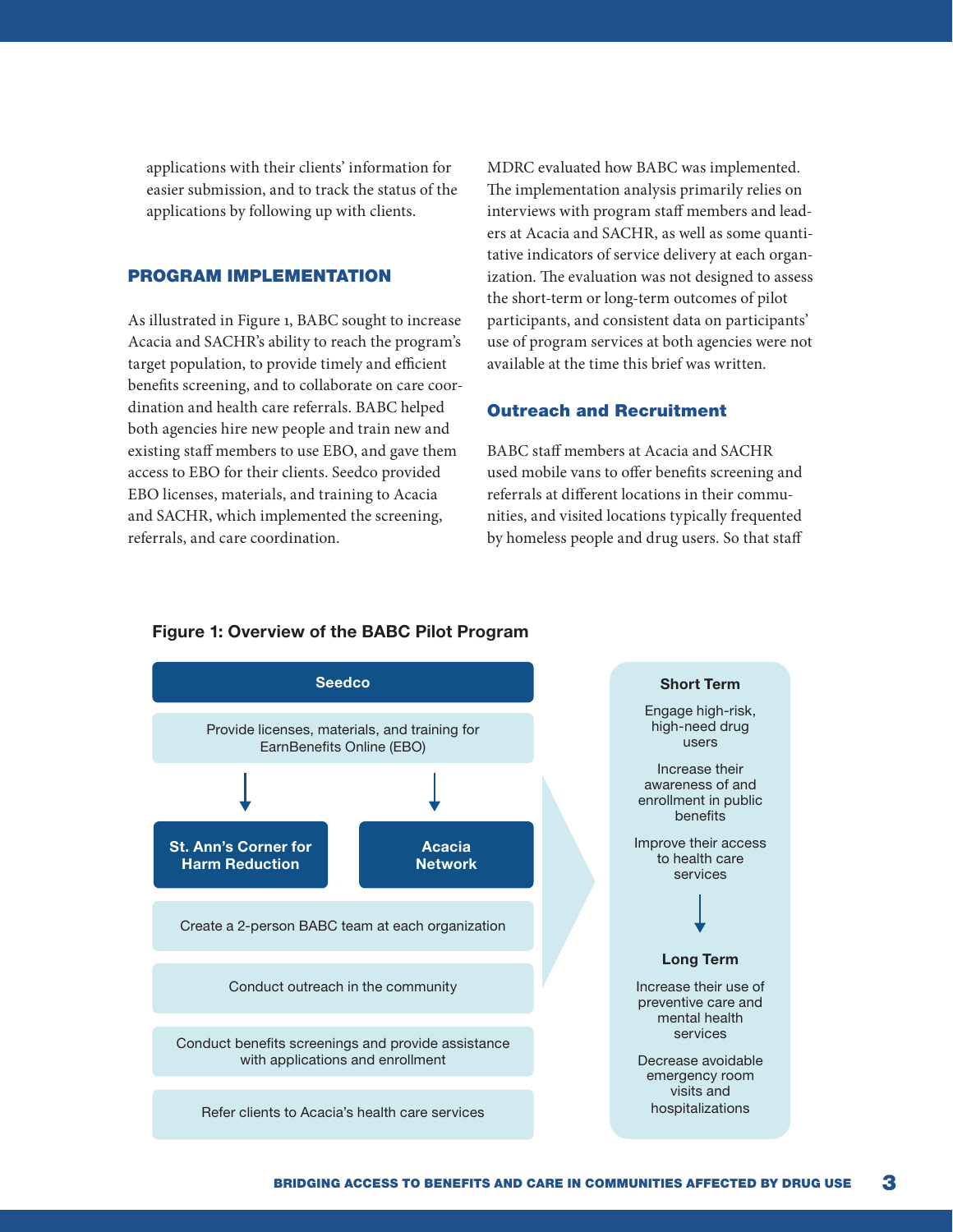applications with their clients' information for easier submission, and to track the status of the applications by following up with clients.

## PROGRAM IMPLEMENTATION

As illustrated in Figure 1, BABC sought to increase Acacia and SACHR's ability to reach the program's target population, to provide timely and efficient benefits screening, and to collaborate on care coordination and health care referrals. BABC helped both agencies hire new people and train new and existing staff members to use EBO, and gave them access to EBO for their clients. Seedco provided EBO licenses, materials, and training to Acacia and SACHR, which implemented the screening, referrals, and care coordination.

MDRC evaluated how BABC was implemented. The implementation analysis primarily relies on interviews with program staff members and leaders at Acacia and SACHR, as well as some quantitative indicators of service delivery at each organization. The evaluation was not designed to assess the short-term or long-term outcomes of pilot participants, and consistent data on participants' use of program services at both agencies were not available at the time this brief was written.

### Outreach and Recruitment

BABC staff members at Acacia and SACHR used mobile vans to offer benefits screening and referrals at different locations in their communities, and visited locations typically frequented by homeless people and drug users. So that staff

**Figure 1: Overview of the BABC Pilot Program**

**Seedco**

Provide licenses, materials, and training for EarnBenefits Online (EBO)

↓ **St. Ann's Corner for Harm Reduction** ↓ **Acacia Network**

- Create a 2-person BABC team at each organization
- Conduct outreach in the community
- Conduct benefits screenings and provide assistance with applications and enrollment
- Refer clients to Acacia's health care services

**Short Term**

- Engage high-risk, high-need drug users
- Increase their awareness of and enrollment in public benefits
- Improve their access to health care services

↓

**Long Term**

- Increase their use of preventive care and mental health services
- Decrease avoidable emergency room visits and hospitalizations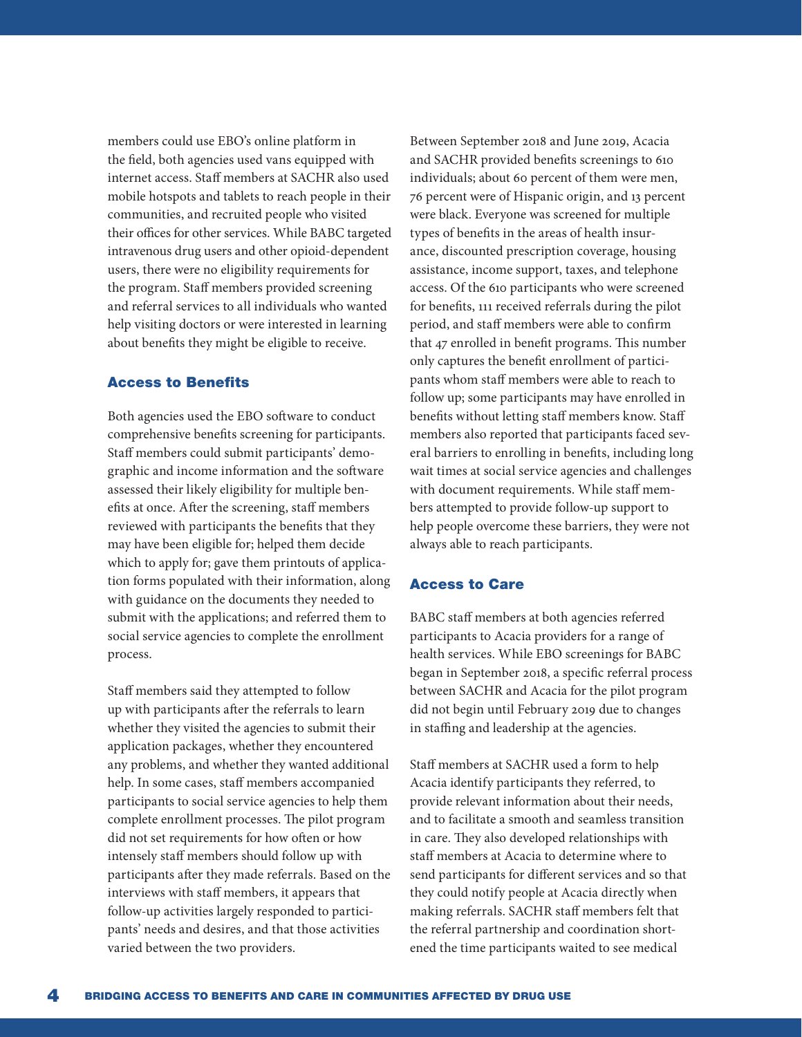members could use EBO's online platform in the field, both agencies used vans equipped with internet access. Staff members at SACHR also used mobile hotspots and tablets to reach people in their communities, and recruited people who visited their offices for other services. While BABC targeted intravenous drug users and other opioid-dependent users, there were no eligibility requirements for the program. Staff members provided screening and referral services to all individuals who wanted help visiting doctors or were interested in learning about benefits they might be eligible to receive.

## Access to Benefits

Both agencies used the EBO software to conduct comprehensive benefits screening for participants. Staff members could submit participants' demographic and income information and the software assessed their likely eligibility for multiple benefits at once. After the screening, staff members reviewed with participants the benefits that they may have been eligible for; helped them decide which to apply for; gave them printouts of application forms populated with their information, along with guidance on the documents they needed to submit with the applications; and referred them to social service agencies to complete the enrollment process.

Staff members said they attempted to follow up with participants after the referrals to learn whether they visited the agencies to submit their application packages, whether they encountered any problems, and whether they wanted additional help. In some cases, staff members accompanied participants to social service agencies to help them complete enrollment processes. The pilot program did not set requirements for how often or how intensely staff members should follow up with participants after they made referrals. Based on the interviews with staff members, it appears that follow-up activities largely responded to participants' needs and desires, and that those activities varied between the two providers.

Between September 2018 and June 2019, Acacia and SACHR provided benefits screenings to 610 individuals; about 60 percent of them were men, 76 percent were of Hispanic origin, and 13 percent were black. Everyone was screened for multiple types of benefits in the areas of health insurance, discounted prescription coverage, housing assistance, income support, taxes, and telephone access. Of the 610 participants who were screened for benefits, 111 received referrals during the pilot period, and staff members were able to confirm that 47 enrolled in benefit programs. This number only captures the benefit enrollment of participants whom staff members were able to reach to follow up; some participants may have enrolled in benefits without letting staff members know. Staff members also reported that participants faced several barriers to enrolling in benefits, including long wait times at social service agencies and challenges with document requirements. While staff members attempted to provide follow-up support to help people overcome these barriers, they were not always able to reach participants.

## Access to Care

BABC staff members at both agencies referred participants to Acacia providers for a range of health services. While EBO screenings for BABC began in September 2018, a specific referral process between SACHR and Acacia for the pilot program did not begin until February 2019 due to changes in staffing and leadership at the agencies.

Staff members at SACHR used a form to help Acacia identify participants they referred, to provide relevant information about their needs, and to facilitate a smooth and seamless transition in care. They also developed relationships with staff members at Acacia to determine where to send participants for different services and so that they could notify people at Acacia directly when making referrals. SACHR staff members felt that the referral partnership and coordination shortened the time participants waited to see medical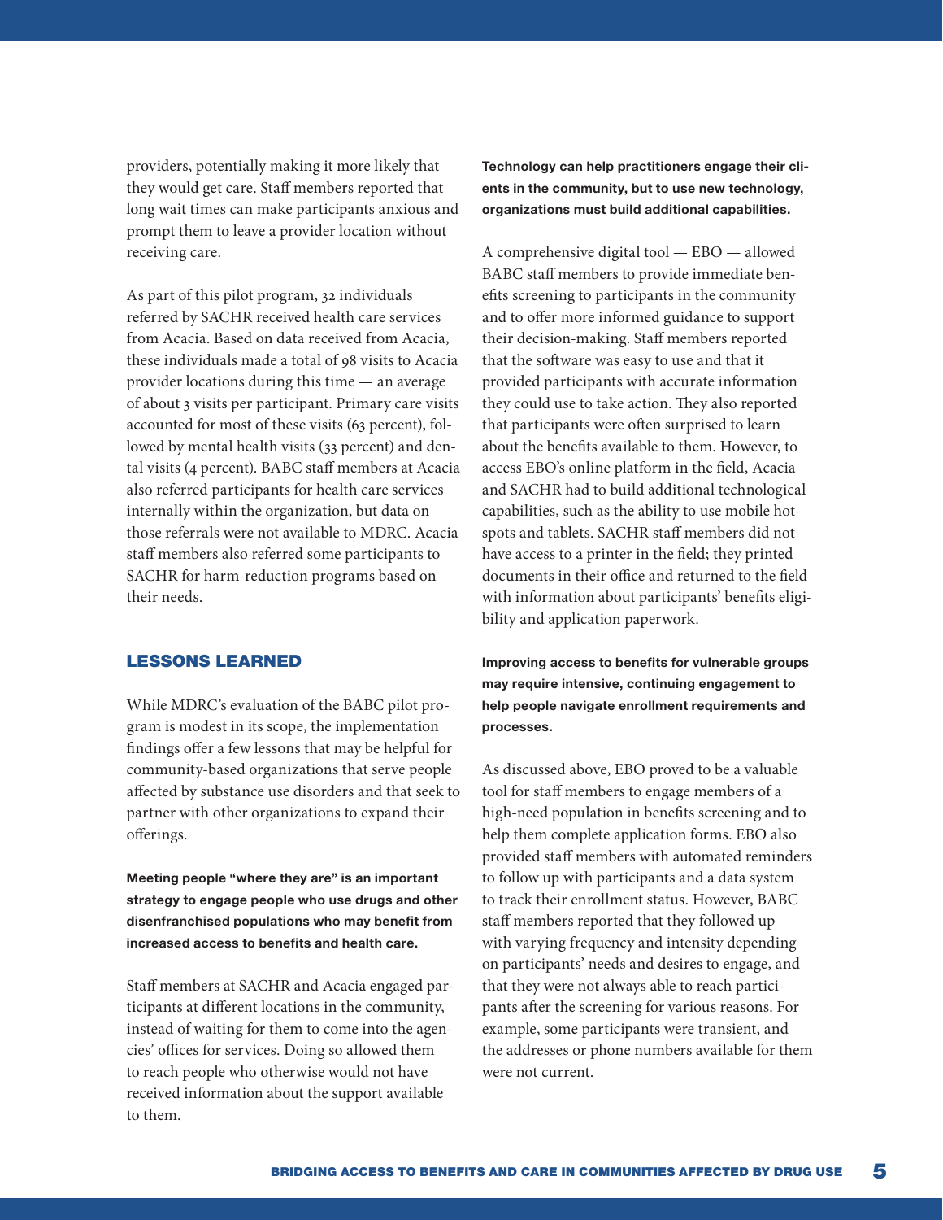providers, potentially making it more likely that they would get care. Staff members reported that long wait times can make participants anxious and prompt them to leave a provider location without receiving care.

As part of this pilot program, 32 individuals referred by SACHR received health care services from Acacia. Based on data received from Acacia, these individuals made a total of 98 visits to Acacia provider locations during this time — an average of about 3 visits per participant. Primary care visits accounted for most of these visits (63 percent), followed by mental health visits (33 percent) and dental visits (4 percent). BABC staff members at Acacia also referred participants for health care services internally within the organization, but data on those referrals were not available to MDRC. Acacia staff members also referred some participants to SACHR for harm-reduction programs based on their needs.

## LESSONS LEARNED

While MDRC's evaluation of the BABC pilot program is modest in its scope, the implementation findings offer a few lessons that may be helpful for community-based organizations that serve people affected by substance use disorders and that seek to partner with other organizations to expand their offerings.

**Meeting people "where they are" is an important strategy to engage people who use drugs and other disenfranchised populations who may benefit from increased access to benefits and health care.**

Staff members at SACHR and Acacia engaged participants at different locations in the community, instead of waiting for them to come into the agencies' offices for services. Doing so allowed them to reach people who otherwise would not have received information about the support available to them.

**Technology can help practitioners engage their clients in the community, but to use new technology, organizations must build additional capabilities.**

A comprehensive digital tool — EBO — allowed BABC staff members to provide immediate benefits screening to participants in the community and to offer more informed guidance to support their decision-making. Staff members reported that the software was easy to use and that it provided participants with accurate information they could use to take action. They also reported that participants were often surprised to learn about the benefits available to them. However, to access EBO's online platform in the field, Acacia and SACHR had to build additional technological capabilities, such as the ability to use mobile hotspots and tablets. SACHR staff members did not have access to a printer in the field; they printed documents in their office and returned to the field with information about participants' benefits eligibility and application paperwork.

**Improving access to benefits for vulnerable groups may require intensive, continuing engagement to help people navigate enrollment requirements and processes.**

As discussed above, EBO proved to be a valuable tool for staff members to engage members of a high-need population in benefits screening and to help them complete application forms. EBO also provided staff members with automated reminders to follow up with participants and a data system to track their enrollment status. However, BABC staff members reported that they followed up with varying frequency and intensity depending on participants' needs and desires to engage, and that they were not always able to reach participants after the screening for various reasons. For example, some participants were transient, and the addresses or phone numbers available for them were not current.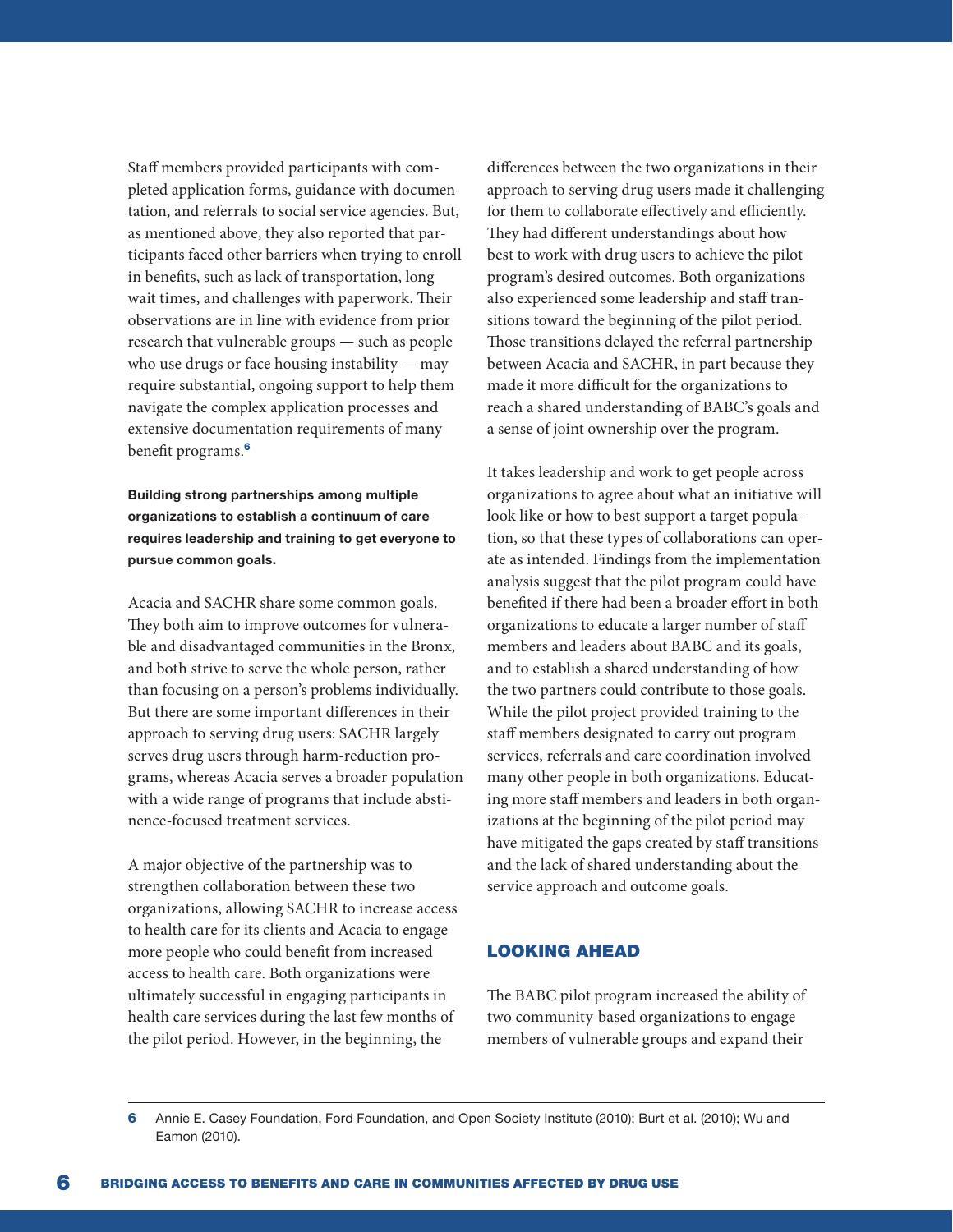Staff members provided participants with completed application forms, guidance with documentation, and referrals to social service agencies. But, as mentioned above, they also reported that participants faced other barriers when trying to enroll in benefits, such as lack of transportation, long wait times, and challenges with paperwork. Their observations are in line with evidence from prior research that vulnerable groups — such as people who use drugs or face housing instability — may require substantial, ongoing support to help them navigate the complex application processes and extensive documentation requirements of many benefit programs.[6]

**Building strong partnerships among multiple organizations to establish a continuum of care requires leadership and training to get everyone to pursue common goals.**

Acacia and SACHR share some common goals. They both aim to improve outcomes for vulnerable and disadvantaged communities in the Bronx, and both strive to serve the whole person, rather than focusing on a person's problems individually. But there are some important differences in their approach to serving drug users: SACHR largely serves drug users through harm-reduction programs, whereas Acacia serves a broader population with a wide range of programs that include abstinence-focused treatment services.

A major objective of the partnership was to strengthen collaboration between these two organizations, allowing SACHR to increase access to health care for its clients and Acacia to engage more people who could benefit from increased access to health care. Both organizations were ultimately successful in engaging participants in health care services during the last few months of the pilot period. However, in the beginning, the differences between the two organizations in their approach to serving drug users made it challenging for them to collaborate effectively and efficiently. They had different understandings about how best to work with drug users to achieve the pilot program's desired outcomes. Both organizations also experienced some leadership and staff transitions toward the beginning of the pilot period. Those transitions delayed the referral partnership between Acacia and SACHR, in part because they made it more difficult for the organizations to reach a shared understanding of BABC's goals and a sense of joint ownership over the program.

It takes leadership and work to get people across organizations to agree about what an initiative will look like or how to best support a target population, so that these types of collaborations can operate as intended. Findings from the implementation analysis suggest that the pilot program could have benefited if there had been a broader effort in both organizations to educate a larger number of staff members and leaders about BABC and its goals, and to establish a shared understanding of how the two partners could contribute to those goals. While the pilot project provided training to the staff members designated to carry out program services, referrals and care coordination involved many other people in both organizations. Educating more staff members and leaders in both organizations at the beginning of the pilot period may have mitigated the gaps created by staff transitions and the lack of shared understanding about the service approach and outcome goals.

## LOOKING AHEAD

The BABC pilot program increased the ability of two community-based organizations to engage members of vulnerable groups and expand their

---

[6] Annie E. Casey Foundation, Ford Foundation, and Open Society Institute (2010); Burt et al. (2010); Wu and Eamon (2010).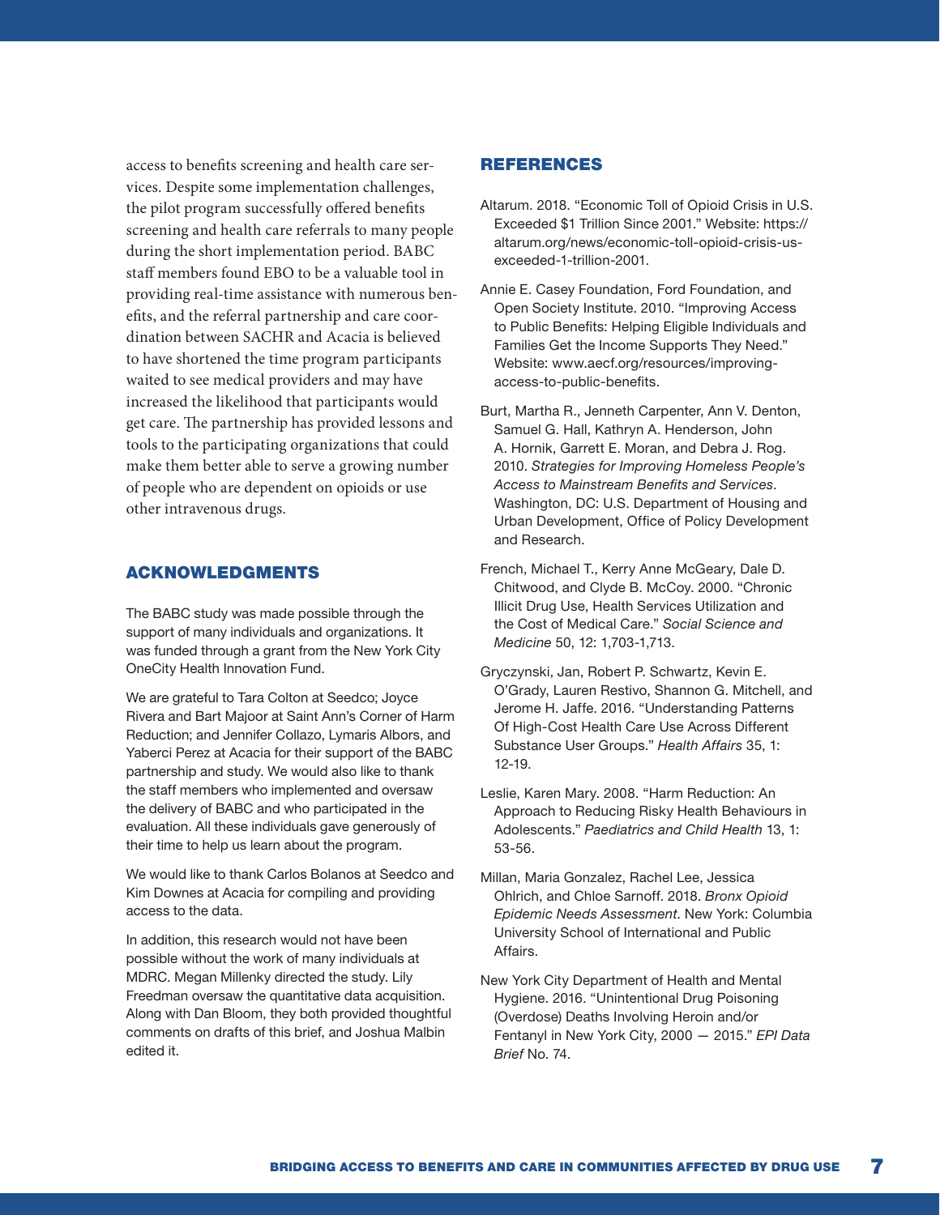access to benefits screening and health care services. Despite some implementation challenges, the pilot program successfully offered benefits screening and health care referrals to many people during the short implementation period. BABC staff members found EBO to be a valuable tool in providing real-time assistance with numerous benefits, and the referral partnership and care coordination between SACHR and Acacia is believed to have shortened the time program participants waited to see medical providers and may have increased the likelihood that participants would get care. The partnership has provided lessons and tools to the participating organizations that could make them better able to serve a growing number of people who are dependent on opioids or use other intravenous drugs.

## ACKNOWLEDGMENTS

The BABC study was made possible through the support of many individuals and organizations. It was funded through a grant from the New York City OneCity Health Innovation Fund.

We are grateful to Tara Colton at Seedco; Joyce Rivera and Bart Majoor at Saint Ann's Corner of Harm Reduction; and Jennifer Collazo, Lymaris Albors, and Yaberci Perez at Acacia for their support of the BABC partnership and study. We would also like to thank the staff members who implemented and oversaw the delivery of BABC and who participated in the evaluation. All these individuals gave generously of their time to help us learn about the program.

We would like to thank Carlos Bolanos at Seedco and Kim Downes at Acacia for compiling and providing access to the data.

In addition, this research would not have been possible without the work of many individuals at MDRC. Megan Millenky directed the study. Lily Freedman oversaw the quantitative data acquisition. Along with Dan Bloom, they both provided thoughtful comments on drafts of this brief, and Joshua Malbin edited it.

## REFERENCES

Altarum. 2018. "Economic Toll of Opioid Crisis in U.S. Exceeded $1 Trillion Since 2001." Website: https://altarum.org/news/economic-toll-opioid-crisis-us-exceeded-1-trillion-2001.

Annie E. Casey Foundation, Ford Foundation, and Open Society Institute. 2010. "Improving Access to Public Benefits: Helping Eligible Individuals and Families Get the Income Supports They Need." Website: www.aecf.org/resources/improving-access-to-public-benefits.

Burt, Martha R., Jenneth Carpenter, Ann V. Denton, Samuel G. Hall, Kathryn A. Henderson, John A. Hornik, Garrett E. Moran, and Debra J. Rog. 2010. *Strategies for Improving Homeless People's Access to Mainstream Benefits and Services*. Washington, DC: U.S. Department of Housing and Urban Development, Office of Policy Development and Research.

French, Michael T., Kerry Anne McGeary, Dale D. Chitwood, and Clyde B. McCoy. 2000. "Chronic Illicit Drug Use, Health Services Utilization and the Cost of Medical Care." *Social Science and Medicine* 50, 12: 1,703-1,713.

Gryczynski, Jan, Robert P. Schwartz, Kevin E. O'Grady, Lauren Restivo, Shannon G. Mitchell, and Jerome H. Jaffe. 2016. "Understanding Patterns Of High-Cost Health Care Use Across Different Substance User Groups." *Health Affairs* 35, 1: 12-19.

Leslie, Karen Mary. 2008. "Harm Reduction: An Approach to Reducing Risky Health Behaviours in Adolescents." *Paediatrics and Child Health* 13, 1: 53-56.

Millan, Maria Gonzalez, Rachel Lee, Jessica Ohlrich, and Chloe Sarnoff. 2018. *Bronx Opioid Epidemic Needs Assessment*. New York: Columbia University School of International and Public Affairs.

New York City Department of Health and Mental Hygiene. 2016. "Unintentional Drug Poisoning (Overdose) Deaths Involving Heroin and/or Fentanyl in New York City, 2000 — 2015." *EPI Data Brief* No. 74.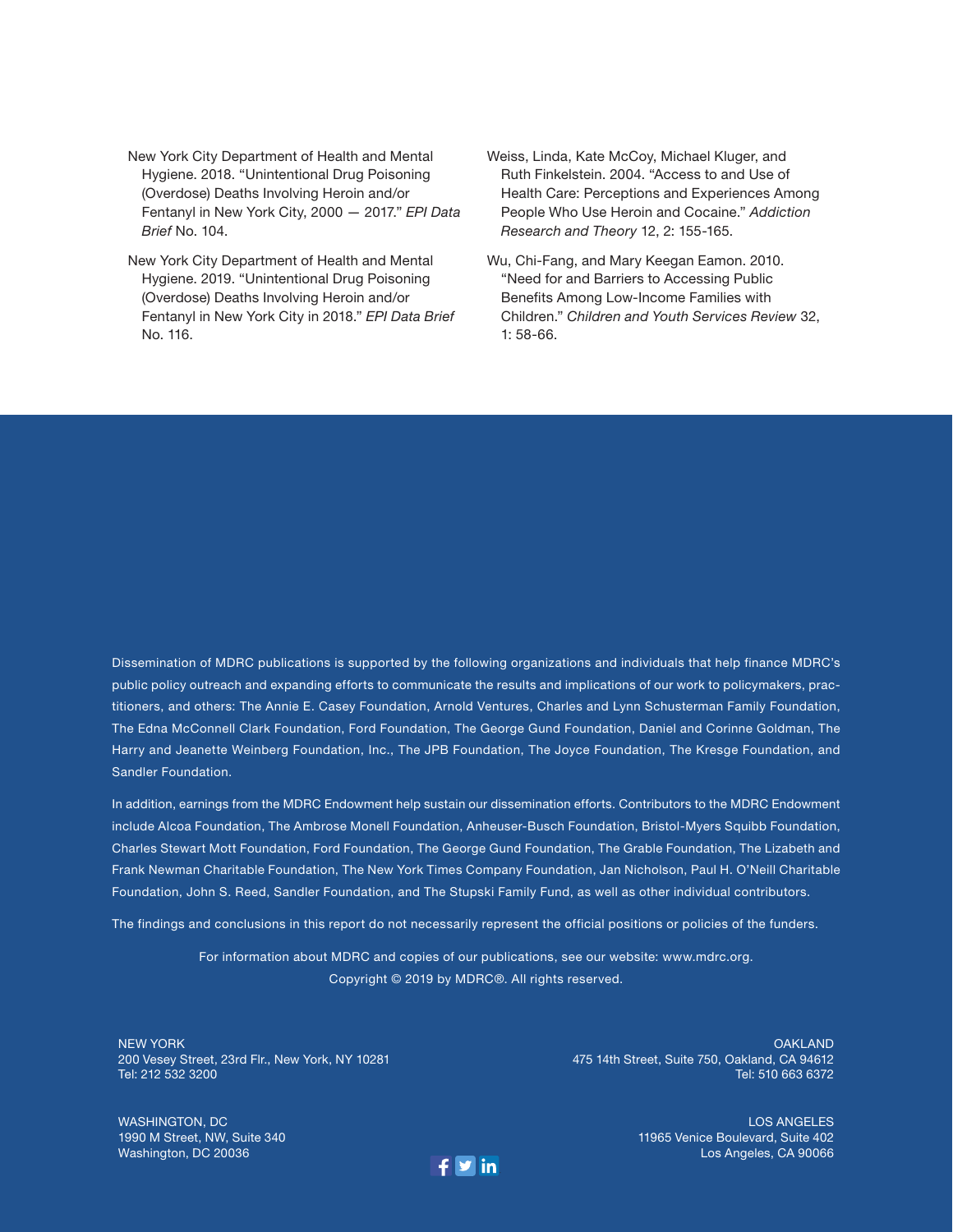New York City Department of Health and Mental Hygiene. 2018. "Unintentional Drug Poisoning (Overdose) Deaths Involving Heroin and/or Fentanyl in New York City, 2000 — 2017." *EPI Data Brief* No. 104.

New York City Department of Health and Mental Hygiene. 2019. "Unintentional Drug Poisoning (Overdose) Deaths Involving Heroin and/or Fentanyl in New York City in 2018." *EPI Data Brief* No. 116.

Weiss, Linda, Kate McCoy, Michael Kluger, and Ruth Finkelstein. 2004. "Access to and Use of Health Care: Perceptions and Experiences Among People Who Use Heroin and Cocaine." *Addiction Research and Theory* 12, 2: 155-165.

Wu, Chi-Fang, and Mary Keegan Eamon. 2010. "Need for and Barriers to Accessing Public Benefits Among Low-Income Families with Children." *Children and Youth Services Review* 32, 1: 58-66.

Dissemination of MDRC publications is supported by the following organizations and individuals that help finance MDRC's public policy outreach and expanding efforts to communicate the results and implications of our work to policymakers, practitioners, and others: The Annie E. Casey Foundation, Arnold Ventures, Charles and Lynn Schusterman Family Foundation, The Edna McConnell Clark Foundation, Ford Foundation, The George Gund Foundation, Daniel and Corinne Goldman, The Harry and Jeanette Weinberg Foundation, Inc., The JPB Foundation, The Joyce Foundation, The Kresge Foundation, and Sandler Foundation.

In addition, earnings from the MDRC Endowment help sustain our dissemination efforts. Contributors to the MDRC Endowment include Alcoa Foundation, The Ambrose Monell Foundation, Anheuser-Busch Foundation, Bristol-Myers Squibb Foundation, Charles Stewart Mott Foundation, Ford Foundation, The George Gund Foundation, The Grable Foundation, The Lizabeth and Frank Newman Charitable Foundation, The New York Times Company Foundation, Jan Nicholson, Paul H. O'Neill Charitable Foundation, John S. Reed, Sandler Foundation, and The Stupski Family Fund, as well as other individual contributors.

The findings and conclusions in this report do not necessarily represent the official positions or policies of the funders.

For information about MDRC and copies of our publications, see our website: www.mdrc.org.
Copyright © 2019 by MDRC®. All rights reserved.

NEW YORK
200 Vesey Street, 23rd Flr., New York, NY 10281
Tel: 212 532 3200

OAKLAND
475 14th Street, Suite 750, Oakland, CA 94612
Tel: 510 663 6372

WASHINGTON, DC
1990 M Street, NW, Suite 340
Washington, DC 20036

LOS ANGELES
11965 Venice Boulevard, Suite 402
Los Angeles, CA 90066